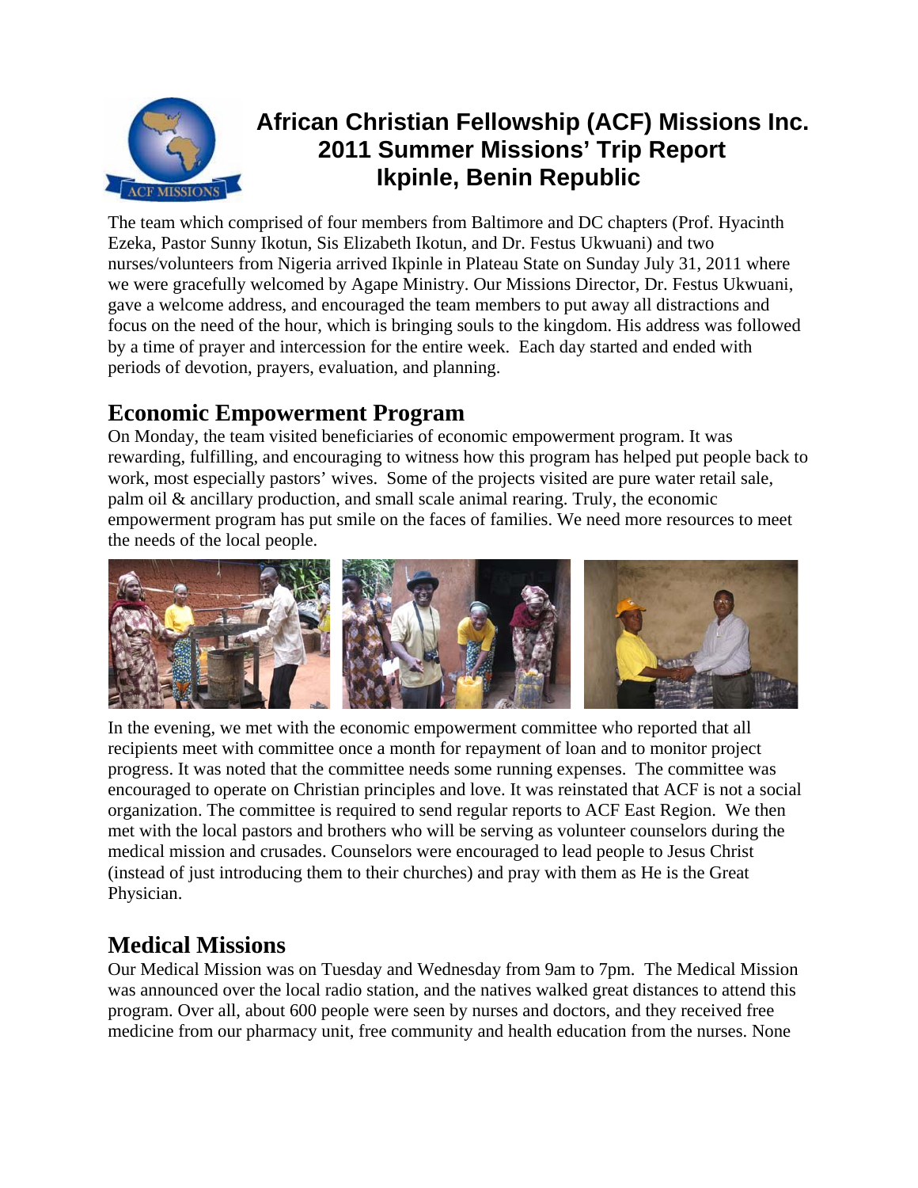# African Christian Fellowship (ACF) Missions Inc. 2011 Summer Missions' Trip Report Ikpinle, Benin Republic

The team which comprised of four members from Baltimore and DC chapters (Prof. Hyacinth Ezeka, Pastor Sunny Ikotun, Sis Elizabeth Ikotun, and Dr. Festus Ukwuani) and two nurses/volunteers from Nigeria arrived Ikpinle in Plateau State on Sunday July 31, 2011 where we were gracefully welcomed by Agape Ministry. Our Missions Director, Dr. Festus Ukwuani, gave a welcome address, and encouraged the team members to put away all distractions and focus on the need of the hour, which is bringing souls to the kingdom. His address was followed by a time of prayer and intercession for the entire week. Each day started and ended with periods of devotion, prayers, evaluation, and planning.

## Economic Empowerment Program

On Monday, the team visited beneficiaries of economic empowerment program. It was rewarding, fulfilling, and encouraging to witness how this program has helped put people back to work, most especially pastors' wives. Some of the projects visited are pure water retail sale, palm oil & ancillary production, and small scale animal rearing. Truly, the economic empowerment program has put smile on the faces of families. We need more resources to meet the needs of the local people.

In the evening, we met with the economic empowerment committee who reported that all recipients meet with committee once a month for repayment of loan and to monitor project progress. It was noted that the committee needs some running expenses. The committee was encouraged to operate on Christian principles and love. It was reinstated that ACF is not a social organization. The committee is required to send regular reports to ACF East Region. We then met with the local pastors and brothers who will be serving as volunteer counselors during the medical mission and crusades. Counselors were encouraged to lead people to Jesus Christ (instead of just introducing them to their churches) and pray with them as He is the Great Physician.

## Medical Missions

Our Medical Mission was on Tuesday and Wednesday from 9am to 7pm. The Medical Mission was announced over the local radio station, and the natives walked great distances to attend this program. Over all, about 600 people were seen by nurses and doctors, and they received free medicine from our pharmacy unit, free community and health education from the nurses. None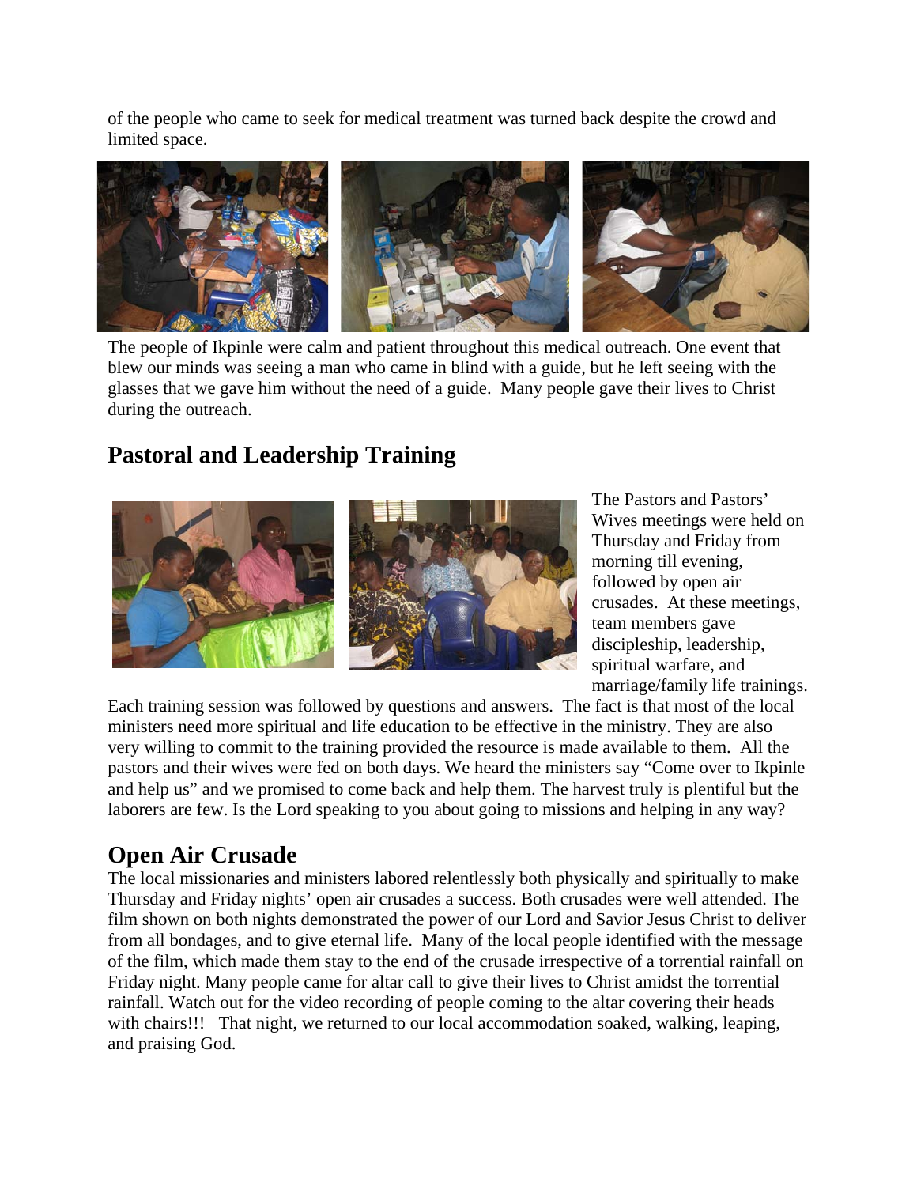of the people who came to seek for medical treatment was turned back despite the crowd and limited space.

The people of Ikpinle were calm and patient throughout this medical outreach. One event that blew our minds was seeing a man who came in blind with a guide, but he left seeing with the glasses that we gave him without the need of a guide. Many people gave their lives to Christ during the outreach.

## Pastoral and Leadership Training

The Pastors and Pastors' Wives meetings were held on Thursday and Friday from morning till evening, followed by open air crusades. At these meetings, team members gave discipleship, leadership, spiritual warfare, and marriage/family life trainings. Each training session was followed by questions and answers. The fact is that most of the local ministers need more spiritual and life education to be effective in the ministry. They are also very willing to commit to the training provided the resource is made available to them. All the pastors and their wives were fed on both days. We heard the ministers say "Come over to Ikpinle and help us" and we promised to come back and help them. The harvest truly is plentiful but the laborers are few. Is the Lord speaking to you about going to missions and helping in any way?

## Open Air Crusade

The local missionaries and ministers labored relentlessly both physically and spiritually to make Thursday and Friday nights' open air crusades a success. Both crusades were well attended. The film shown on both nights demonstrated the power of our Lord and Savior Jesus Christ to deliver from all bondages, and to give eternal life. Many of the local people identified with the message of the film, which made them stay to the end of the crusade irrespective of a torrential rainfall on Friday night. Many people came for altar call to give their lives to Christ amidst the torrential rainfall. Watch out for the video recording of people coming to the altar covering their heads with chairs!!! That night, we returned to our local accommodation soaked, walking, leaping, and praising God.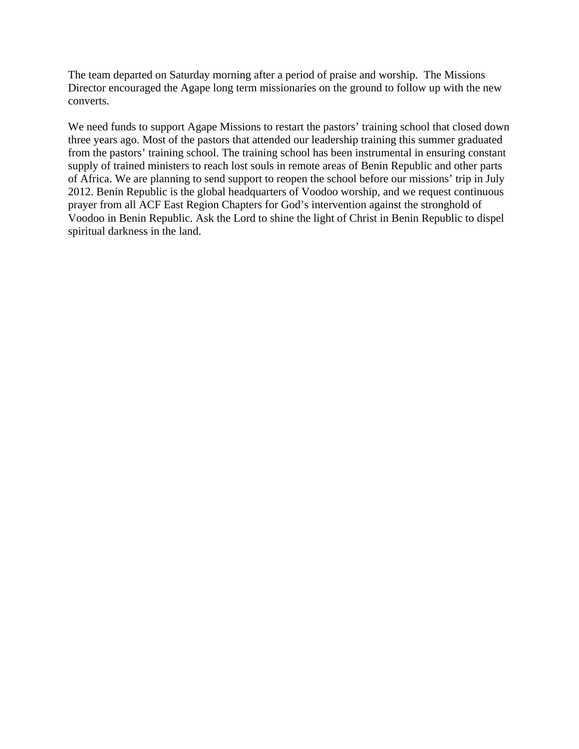The team departed on Saturday morning after a period of praise and worship.  The Missions Director encouraged the Agape long term missionaries on the ground to follow up with the new converts.

We need funds to support Agape Missions to restart the pastors' training school that closed down three years ago. Most of the pastors that attended our leadership training this summer graduated from the pastors' training school. The training school has been instrumental in ensuring constant supply of trained ministers to reach lost souls in remote areas of Benin Republic and other parts of Africa. We are planning to send support to reopen the school before our missions' trip in July 2012. Benin Republic is the global headquarters of Voodoo worship, and we request continuous prayer from all ACF East Region Chapters for God's intervention against the stronghold of Voodoo in Benin Republic. Ask the Lord to shine the light of Christ in Benin Republic to dispel spiritual darkness in the land.